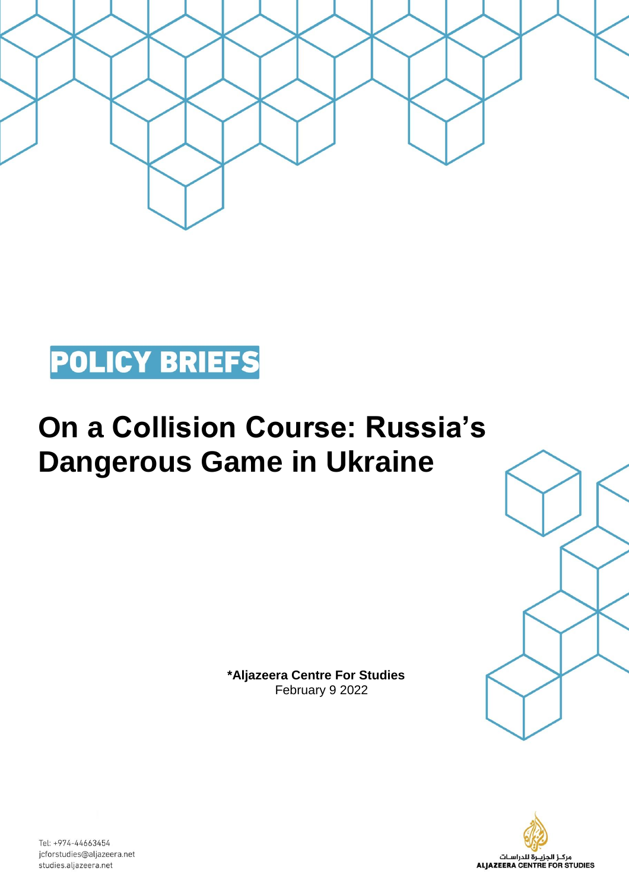POLICY BRIEFS

# On a Collision Course: Russia's Dangerous Game in Ukraine

**\*Aljazeera Centre For Studies**
February 9 2022

Tel: +974-44663454
jcforstudies@aljazeera.net
studies.aljazeera.net

مركـز الجزيـرة للدراسـات
ALJAZEERA CENTRE FOR STUDIES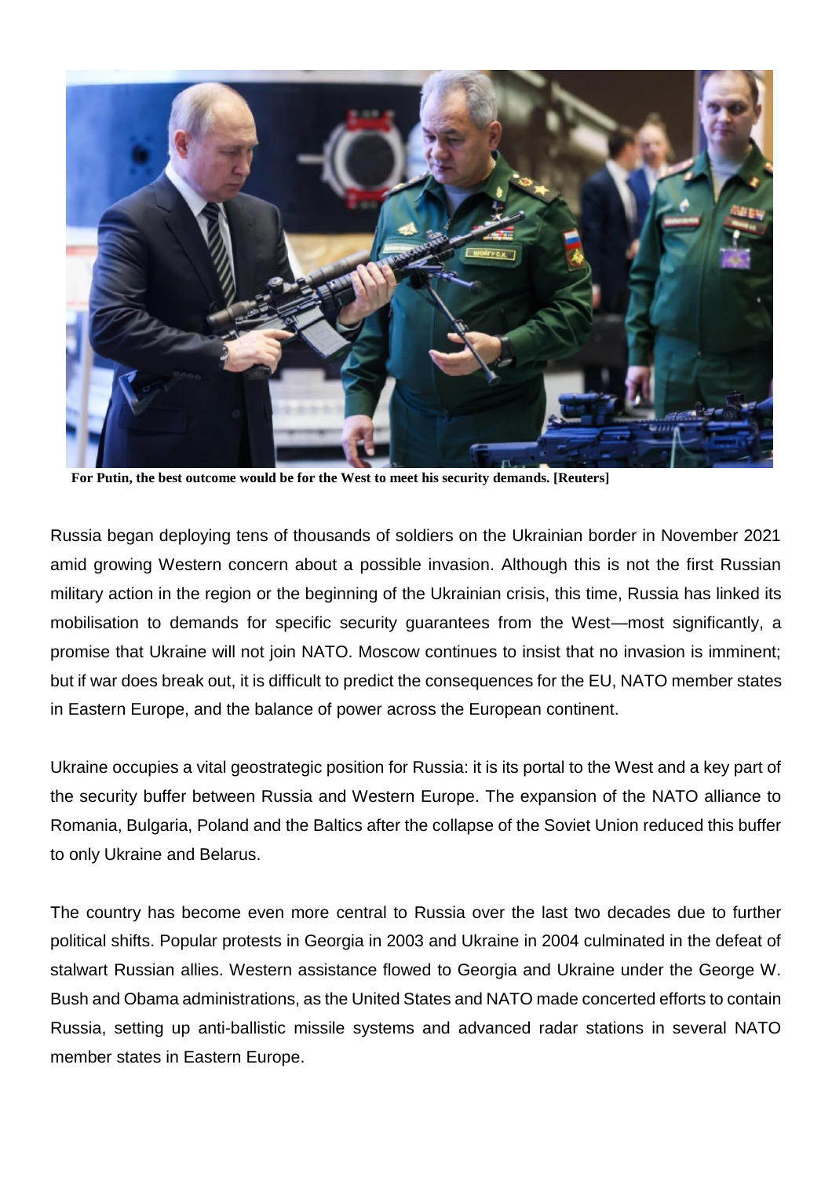**For Putin, the best outcome would be for the West to meet his security demands. [Reuters]**

Russia began deploying tens of thousands of soldiers on the Ukrainian border in November 2021 amid growing Western concern about a possible invasion. Although this is not the first Russian military action in the region or the beginning of the Ukrainian crisis, this time, Russia has linked its mobilisation to demands for specific security guarantees from the West—most significantly, a promise that Ukraine will not join NATO. Moscow continues to insist that no invasion is imminent; but if war does break out, it is difficult to predict the consequences for the EU, NATO member states in Eastern Europe, and the balance of power across the European continent.

Ukraine occupies a vital geostrategic position for Russia: it is its portal to the West and a key part of the security buffer between Russia and Western Europe. The expansion of the NATO alliance to Romania, Bulgaria, Poland and the Baltics after the collapse of the Soviet Union reduced this buffer to only Ukraine and Belarus.

The country has become even more central to Russia over the last two decades due to further political shifts. Popular protests in Georgia in 2003 and Ukraine in 2004 culminated in the defeat of stalwart Russian allies. Western assistance flowed to Georgia and Ukraine under the George W. Bush and Obama administrations, as the United States and NATO made concerted efforts to contain Russia, setting up anti-ballistic missile systems and advanced radar stations in several NATO member states in Eastern Europe.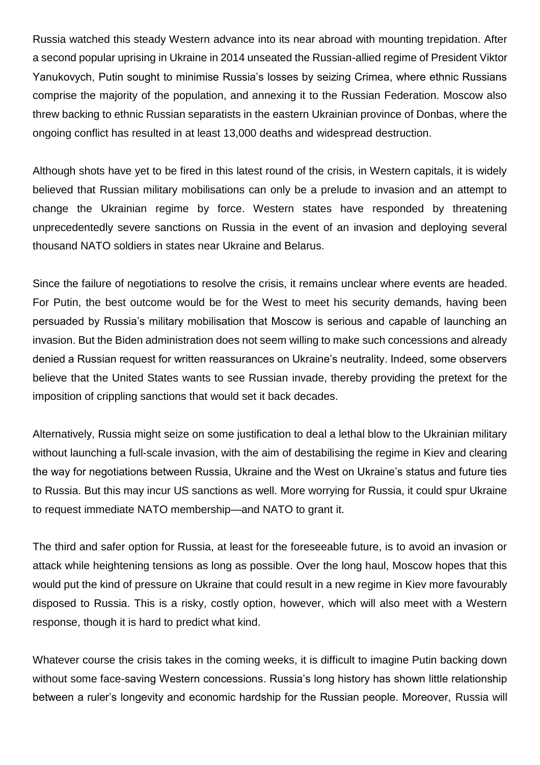Russia watched this steady Western advance into its near abroad with mounting trepidation. After a second popular uprising in Ukraine in 2014 unseated the Russian-allied regime of President Viktor Yanukovych, Putin sought to minimise Russia's losses by seizing Crimea, where ethnic Russians comprise the majority of the population, and annexing it to the Russian Federation. Moscow also threw backing to ethnic Russian separatists in the eastern Ukrainian province of Donbas, where the ongoing conflict has resulted in at least 13,000 deaths and widespread destruction.

Although shots have yet to be fired in this latest round of the crisis, in Western capitals, it is widely believed that Russian military mobilisations can only be a prelude to invasion and an attempt to change the Ukrainian regime by force. Western states have responded by threatening unprecedentedly severe sanctions on Russia in the event of an invasion and deploying several thousand NATO soldiers in states near Ukraine and Belarus.

Since the failure of negotiations to resolve the crisis, it remains unclear where events are headed. For Putin, the best outcome would be for the West to meet his security demands, having been persuaded by Russia's military mobilisation that Moscow is serious and capable of launching an invasion. But the Biden administration does not seem willing to make such concessions and already denied a Russian request for written reassurances on Ukraine's neutrality. Indeed, some observers believe that the United States wants to see Russian invade, thereby providing the pretext for the imposition of crippling sanctions that would set it back decades.

Alternatively, Russia might seize on some justification to deal a lethal blow to the Ukrainian military without launching a full-scale invasion, with the aim of destabilising the regime in Kiev and clearing the way for negotiations between Russia, Ukraine and the West on Ukraine's status and future ties to Russia. But this may incur US sanctions as well. More worrying for Russia, it could spur Ukraine to request immediate NATO membership—and NATO to grant it.

The third and safer option for Russia, at least for the foreseeable future, is to avoid an invasion or attack while heightening tensions as long as possible. Over the long haul, Moscow hopes that this would put the kind of pressure on Ukraine that could result in a new regime in Kiev more favourably disposed to Russia. This is a risky, costly option, however, which will also meet with a Western response, though it is hard to predict what kind.

Whatever course the crisis takes in the coming weeks, it is difficult to imagine Putin backing down without some face-saving Western concessions. Russia's long history has shown little relationship between a ruler's longevity and economic hardship for the Russian people. Moreover, Russia will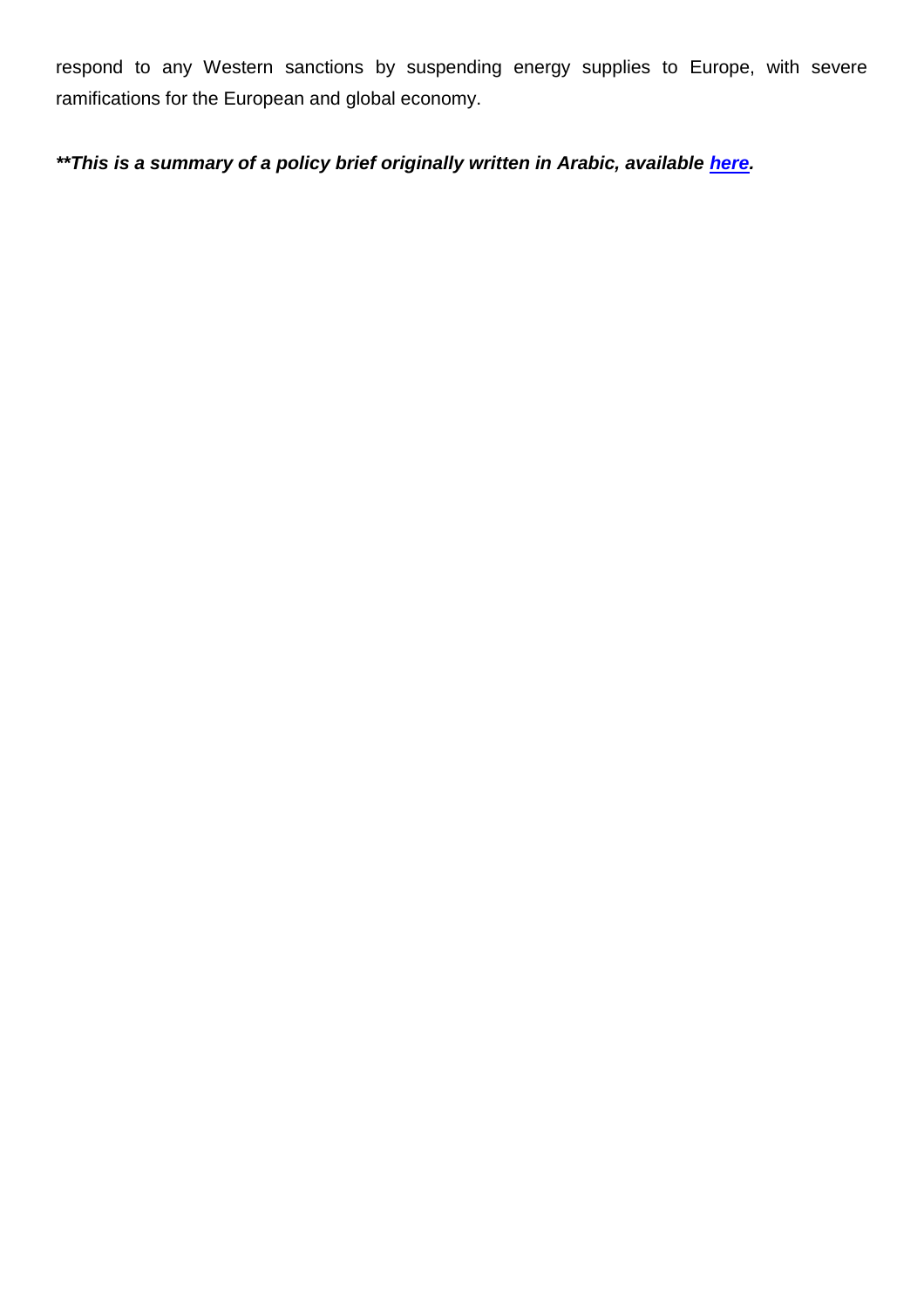respond to any Western sanctions by suspending energy supplies to Europe, with severe ramifications for the European and global economy.

***\*This is a summary of a policy brief originally written in Arabic, available [here](here).***